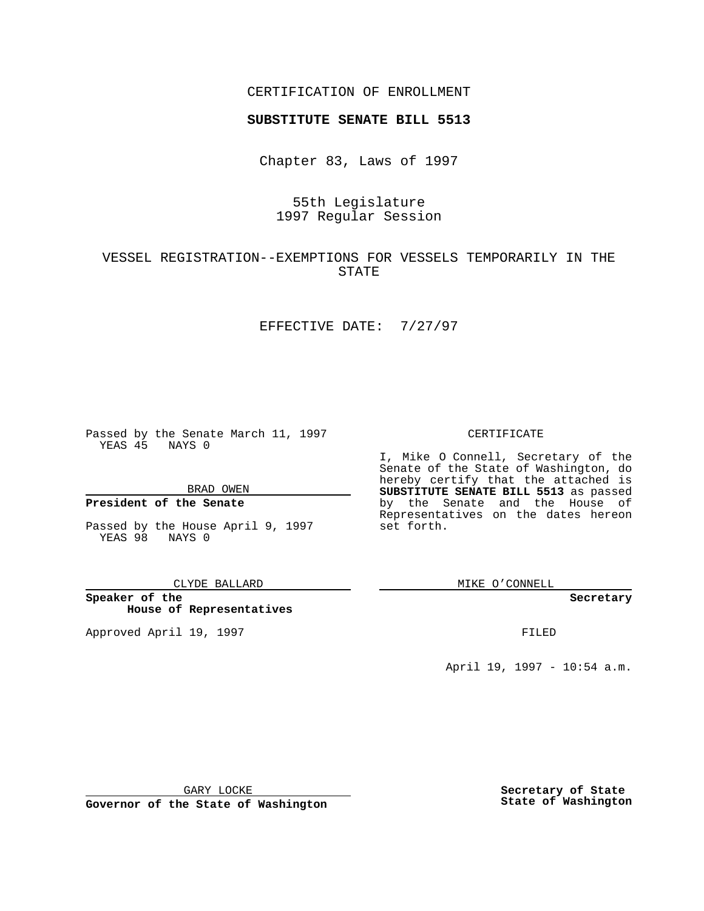CERTIFICATION OF ENROLLMENT

**SUBSTITUTE SENATE BILL 5513**

Chapter 83, Laws of 1997

55th Legislature
1997 Regular Session

VESSEL REGISTRATION--EXEMPTIONS FOR VESSELS TEMPORARILY IN THE STATE

EFFECTIVE DATE: 7/27/97

Passed by the Senate March 11, 1997
YEAS 45 NAYS 0

BRAD OWEN

**President of the Senate**

Passed by the House April 9, 1997
YEAS 98 NAYS 0

CLYDE BALLARD

**Speaker of the House of Representatives**

Approved April 19, 1997

GARY LOCKE

**Governor of the State of Washington**

CERTIFICATE

I, Mike O Connell, Secretary of the Senate of the State of Washington, do hereby certify that the attached is **SUBSTITUTE SENATE BILL 5513** as passed by the Senate and the House of Representatives on the dates hereon set forth.

MIKE O'CONNELL

**Secretary**

FILED

April 19, 1997 - 10:54 a.m.

**Secretary of State**
**State of Washington**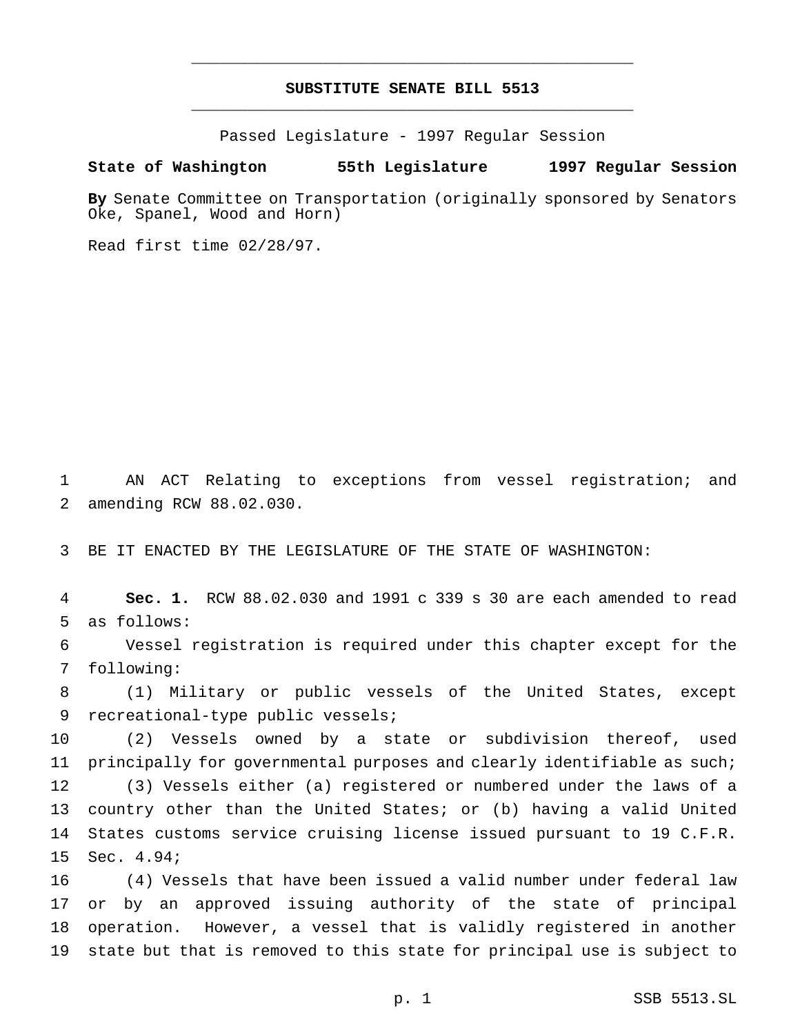# SUBSTITUTE SENATE BILL 5513

Passed Legislature - 1997 Regular Session

**State of Washington 55th Legislature 1997 Regular Session**

**By** Senate Committee on Transportation (originally sponsored by Senators Oke, Spanel, Wood and Horn)

Read first time 02/28/97.

1 AN ACT Relating to exceptions from vessel registration; and
2 amending RCW 88.02.030.

3 BE IT ENACTED BY THE LEGISLATURE OF THE STATE OF WASHINGTON:

4 **Sec. 1.** RCW 88.02.030 and 1991 c 339 s 30 are each amended to read
5 as follows:

6 Vessel registration is required under this chapter except for the
7 following:

8 (1) Military or public vessels of the United States, except
9 recreational-type public vessels;

10 (2) Vessels owned by a state or subdivision thereof, used
11 principally for governmental purposes and clearly identifiable as such;

12 (3) Vessels either (a) registered or numbered under the laws of a
13 country other than the United States; or (b) having a valid United
14 States customs service cruising license issued pursuant to 19 C.F.R.
15 Sec. 4.94;

16 (4) Vessels that have been issued a valid number under federal law
17 or by an approved issuing authority of the state of principal
18 operation. However, a vessel that is validly registered in another
19 state but that is removed to this state for principal use is subject to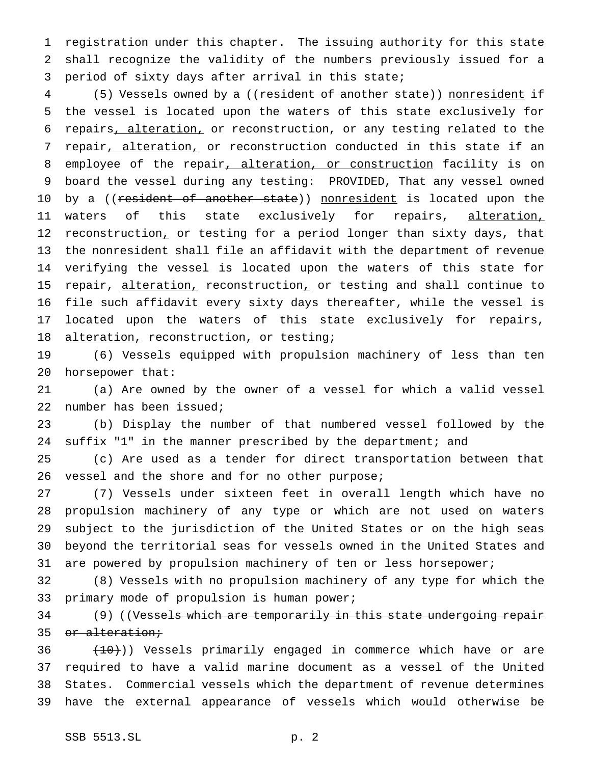registration under this chapter. The issuing authority for this state shall recognize the validity of the numbers previously issued for a period of sixty days after arrival in this state;

(5) Vessels owned by a ((~~resident of another state~~)) nonresident if the vessel is located upon the waters of this state exclusively for repairs, alteration, or reconstruction, or any testing related to the repair, alteration, or reconstruction conducted in this state if an employee of the repair, alteration, or construction facility is on board the vessel during any testing: PROVIDED, That any vessel owned by a ((~~resident of another state~~)) nonresident is located upon the waters of this state exclusively for repairs, alteration, reconstruction, or testing for a period longer than sixty days, that the nonresident shall file an affidavit with the department of revenue verifying the vessel is located upon the waters of this state for repair, alteration, reconstruction, or testing and shall continue to file such affidavit every sixty days thereafter, while the vessel is located upon the waters of this state exclusively for repairs, alteration, reconstruction, or testing;

(6) Vessels equipped with propulsion machinery of less than ten horsepower that:

(a) Are owned by the owner of a vessel for which a valid vessel number has been issued;

(b) Display the number of that numbered vessel followed by the suffix "1" in the manner prescribed by the department; and

(c) Are used as a tender for direct transportation between that vessel and the shore and for no other purpose;

(7) Vessels under sixteen feet in overall length which have no propulsion machinery of any type or which are not used on waters subject to the jurisdiction of the United States or on the high seas beyond the territorial seas for vessels owned in the United States and are powered by propulsion machinery of ten or less horsepower;

(8) Vessels with no propulsion machinery of any type for which the primary mode of propulsion is human power;

(9) ((~~Vessels which are temporarily in this state undergoing repair or alteration;~~

~~(10)~~)) Vessels primarily engaged in commerce which have or are required to have a valid marine document as a vessel of the United States. Commercial vessels which the department of revenue determines have the external appearance of vessels which would otherwise be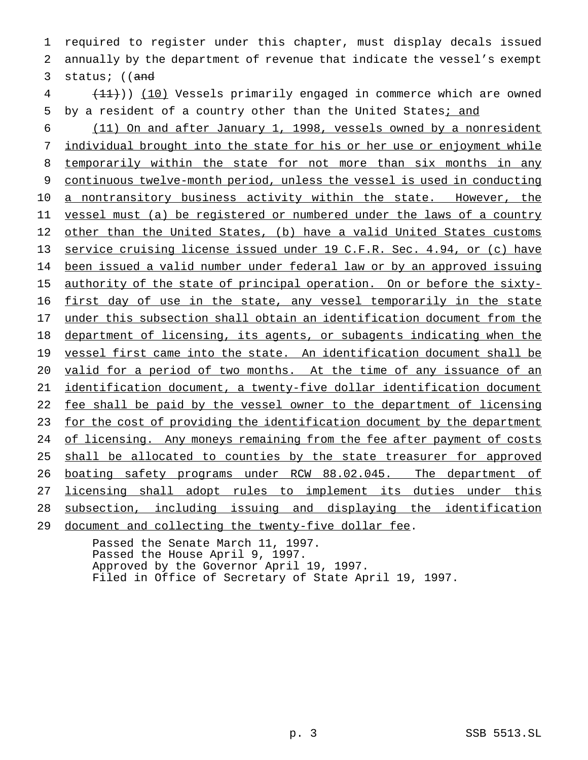required to register under this chapter, must display decals issued annually by the department of revenue that indicate the vessel's exempt status; ((~~and~~

~~(11)~~)) (10) Vessels primarily engaged in commerce which are owned by a resident of a country other than the United States; and

(11) On and after January 1, 1998, vessels owned by a nonresident individual brought into the state for his or her use or enjoyment while temporarily within the state for not more than six months in any continuous twelve-month period, unless the vessel is used in conducting a nontransitory business activity within the state. However, the vessel must (a) be registered or numbered under the laws of a country other than the United States, (b) have a valid United States customs service cruising license issued under 19 C.F.R. Sec. 4.94, or (c) have been issued a valid number under federal law or by an approved issuing authority of the state of principal operation. On or before the sixty-first day of use in the state, any vessel temporarily in the state under this subsection shall obtain an identification document from the department of licensing, its agents, or subagents indicating when the vessel first came into the state. An identification document shall be valid for a period of two months. At the time of any issuance of an identification document, a twenty-five dollar identification document fee shall be paid by the vessel owner to the department of licensing for the cost of providing the identification document by the department of licensing. Any moneys remaining from the fee after payment of costs shall be allocated to counties by the state treasurer for approved boating safety programs under RCW 88.02.045. The department of licensing shall adopt rules to implement its duties under this subsection, including issuing and displaying the identification document and collecting the twenty-five dollar fee.

Passed the Senate March 11, 1997.
Passed the House April 9, 1997.
Approved by the Governor April 19, 1997.
Filed in Office of Secretary of State April 19, 1997.